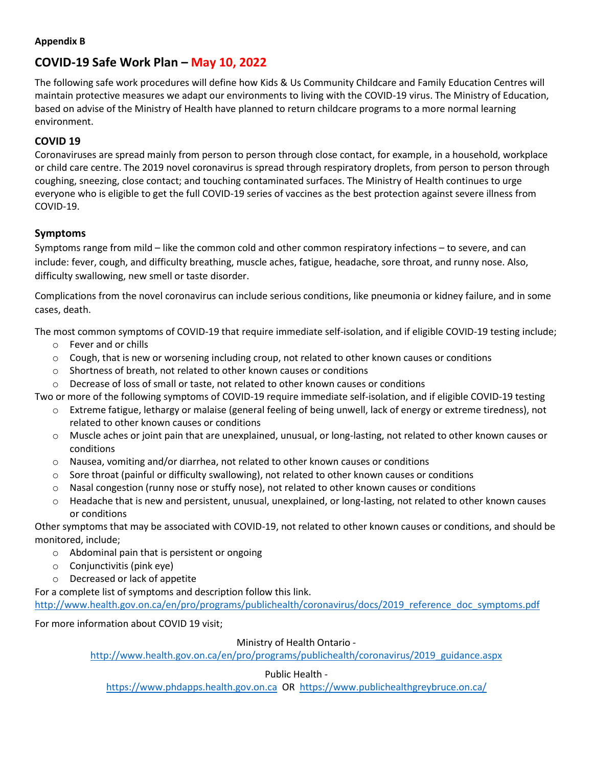**Appendix B**

# COVID-19 Safe Work Plan – May 10, 2022

The following safe work procedures will define how Kids & Us Community Childcare and Family Education Centres will maintain protective measures we adapt our environments to living with the COVID-19 virus. The Ministry of Education, based on advise of the Ministry of Health have planned to return childcare programs to a more normal learning environment.

## COVID 19

Coronaviruses are spread mainly from person to person through close contact, for example, in a household, workplace or child care centre. The 2019 novel coronavirus is spread through respiratory droplets, from person to person through coughing, sneezing, close contact; and touching contaminated surfaces. The Ministry of Health continues to urge everyone who is eligible to get the full COVID-19 series of vaccines as the best protection against severe illness from COVID-19.

## Symptoms

Symptoms range from mild – like the common cold and other common respiratory infections – to severe, and can include: fever, cough, and difficulty breathing, muscle aches, fatigue, headache, sore throat, and runny nose. Also, difficulty swallowing, new smell or taste disorder.

Complications from the novel coronavirus can include serious conditions, like pneumonia or kidney failure, and in some cases, death.

The most common symptoms of COVID-19 that require immediate self-isolation, and if eligible COVID-19 testing include;

- Fever and or chills
- Cough, that is new or worsening including croup, not related to other known causes or conditions
- Shortness of breath, not related to other known causes or conditions
- Decrease of loss of small or taste, not related to other known causes or conditions

Two or more of the following symptoms of COVID-19 require immediate self-isolation, and if eligible COVID-19 testing

- Extreme fatigue, lethargy or malaise (general feeling of being unwell, lack of energy or extreme tiredness), not related to other known causes or conditions
- Muscle aches or joint pain that are unexplained, unusual, or long-lasting, not related to other known causes or conditions
- Nausea, vomiting and/or diarrhea, not related to other known causes or conditions
- Sore throat (painful or difficulty swallowing), not related to other known causes or conditions
- Nasal congestion (runny nose or stuffy nose), not related to other known causes or conditions
- Headache that is new and persistent, unusual, unexplained, or long-lasting, not related to other known causes or conditions

Other symptoms that may be associated with COVID-19, not related to other known causes or conditions, and should be monitored, include;

- Abdominal pain that is persistent or ongoing
- Conjunctivitis (pink eye)
- Decreased or lack of appetite

For a complete list of symptoms and description follow this link.
http://www.health.gov.on.ca/en/pro/programs/publichealth/coronavirus/docs/2019_reference_doc_symptoms.pdf

For more information about COVID 19 visit;

Ministry of Health Ontario -
http://www.health.gov.on.ca/en/pro/programs/publichealth/coronavirus/2019_guidance.aspx

Public Health -
https://www.phdapps.health.gov.on.ca OR https://www.publichealthgreybruce.on.ca/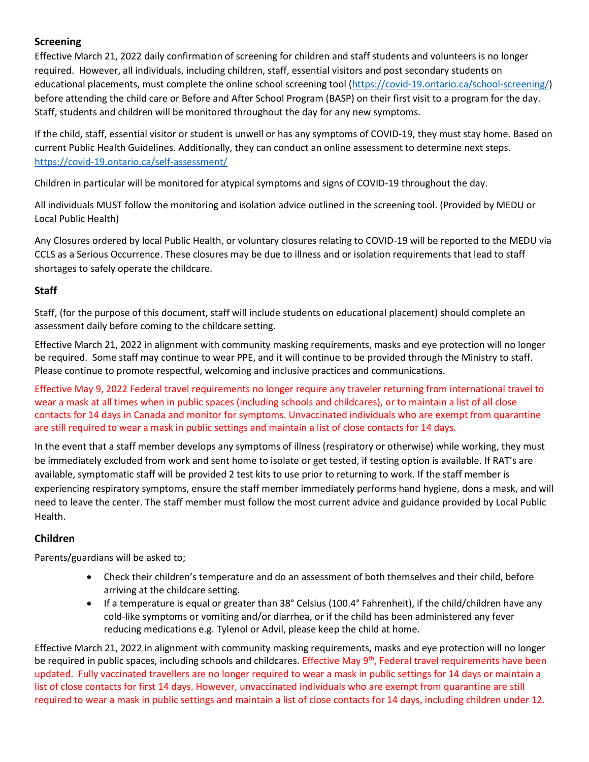## Screening

Effective March 21, 2022 daily confirmation of screening for children and staff students and volunteers is no longer required. However, all individuals, including children, staff, essential visitors and post secondary students on educational placements, must complete the online school screening tool (https://covid-19.ontario.ca/school-screening/) before attending the child care or Before and After School Program (BASP) on their first visit to a program for the day. Staff, students and children will be monitored throughout the day for any new symptoms.

If the child, staff, essential visitor or student is unwell or has any symptoms of COVID-19, they must stay home. Based on current Public Health Guidelines. Additionally, they can conduct an online assessment to determine next steps. https://covid-19.ontario.ca/self-assessment/

Children in particular will be monitored for atypical symptoms and signs of COVID-19 throughout the day.

All individuals MUST follow the monitoring and isolation advice outlined in the screening tool. (Provided by MEDU or Local Public Health)

Any Closures ordered by local Public Health, or voluntary closures relating to COVID-19 will be reported to the MEDU via CCLS as a Serious Occurrence. These closures may be due to illness and or isolation requirements that lead to staff shortages to safely operate the childcare.

## Staff

Staff, (for the purpose of this document, staff will include students on educational placement) should complete an assessment daily before coming to the childcare setting.

Effective March 21, 2022 in alignment with community masking requirements, masks and eye protection will no longer be required. Some staff may continue to wear PPE, and it will continue to be provided through the Ministry to staff. Please continue to promote respectful, welcoming and inclusive practices and communications.

Effective May 9, 2022 Federal travel requirements no longer require any traveler returning from international travel to wear a mask at all times when in public spaces (including schools and childcares), or to maintain a list of all close contacts for 14 days in Canada and monitor for symptoms. Unvaccinated individuals who are exempt from quarantine are still required to wear a mask in public settings and maintain a list of close contacts for 14 days.

In the event that a staff member develops any symptoms of illness (respiratory or otherwise) while working, they must be immediately excluded from work and sent home to isolate or get tested, if testing option is available. If RAT's are available, symptomatic staff will be provided 2 test kits to use prior to returning to work. If the staff member is experiencing respiratory symptoms, ensure the staff member immediately performs hand hygiene, dons a mask, and will need to leave the center. The staff member must follow the most current advice and guidance provided by Local Public Health.

## Children

Parents/guardians will be asked to;

- Check their children's temperature and do an assessment of both themselves and their child, before arriving at the childcare setting.
- If a temperature is equal or greater than 38° Celsius (100.4° Fahrenheit), if the child/children have any cold-like symptoms or vomiting and/or diarrhea, or if the child has been administered any fever reducing medications e.g. Tylenol or Advil, please keep the child at home.

Effective March 21, 2022 in alignment with community masking requirements, masks and eye protection will no longer be required in public spaces, including schools and childcares. Effective May 9th, Federal travel requirements have been updated. Fully vaccinated travellers are no longer required to wear a mask in public settings for 14 days or maintain a list of close contacts for first 14 days. However, unvaccinated individuals who are exempt from quarantine are still required to wear a mask in public settings and maintain a list of close contacts for 14 days, including children under 12.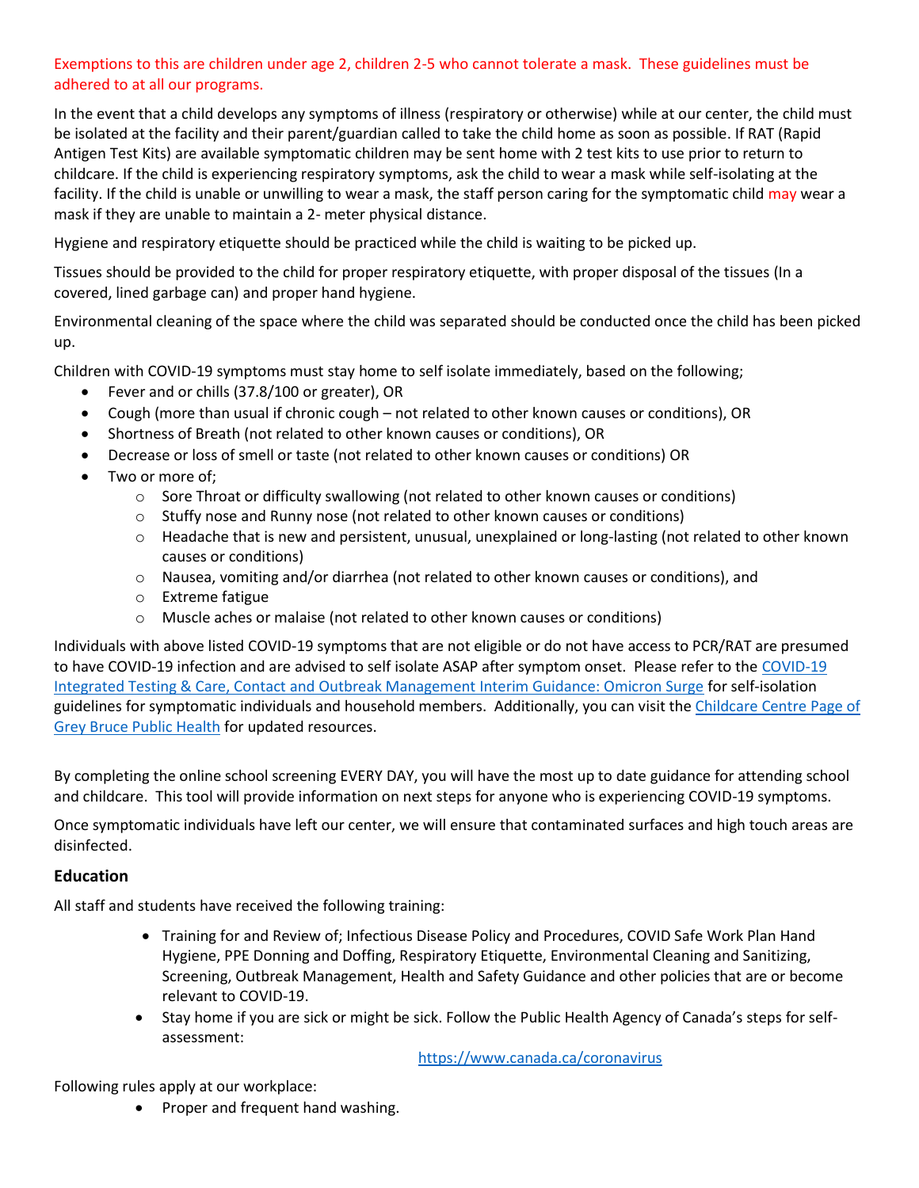Exemptions to this are children under age 2, children 2-5 who cannot tolerate a mask. These guidelines must be adhered to at all our programs.

In the event that a child develops any symptoms of illness (respiratory or otherwise) while at our center, the child must be isolated at the facility and their parent/guardian called to take the child home as soon as possible. If RAT (Rapid Antigen Test Kits) are available symptomatic children may be sent home with 2 test kits to use prior to return to childcare. If the child is experiencing respiratory symptoms, ask the child to wear a mask while self-isolating at the facility. If the child is unable or unwilling to wear a mask, the staff person caring for the symptomatic child may wear a mask if they are unable to maintain a 2- meter physical distance.

Hygiene and respiratory etiquette should be practiced while the child is waiting to be picked up.

Tissues should be provided to the child for proper respiratory etiquette, with proper disposal of the tissues (In a covered, lined garbage can) and proper hand hygiene.

Environmental cleaning of the space where the child was separated should be conducted once the child has been picked up.

Children with COVID-19 symptoms must stay home to self isolate immediately, based on the following;

- Fever and or chills (37.8/100 or greater), OR
- Cough (more than usual if chronic cough – not related to other known causes or conditions), OR
- Shortness of Breath (not related to other known causes or conditions), OR
- Decrease or loss of smell or taste (not related to other known causes or conditions) OR
- Two or more of;
  - Sore Throat or difficulty swallowing (not related to other known causes or conditions)
  - Stuffy nose and Runny nose (not related to other known causes or conditions)
  - Headache that is new and persistent, unusual, unexplained or long-lasting (not related to other known causes or conditions)
  - Nausea, vomiting and/or diarrhea (not related to other known causes or conditions), and
  - Extreme fatigue
  - Muscle aches or malaise (not related to other known causes or conditions)

Individuals with above listed COVID-19 symptoms that are not eligible or do not have access to PCR/RAT are presumed to have COVID-19 infection and are advised to self isolate ASAP after symptom onset. Please refer to the COVID-19 Integrated Testing & Care, Contact and Outbreak Management Interim Guidance: Omicron Surge for self-isolation guidelines for symptomatic individuals and household members. Additionally, you can visit the Childcare Centre Page of Grey Bruce Public Health for updated resources.

By completing the online school screening EVERY DAY, you will have the most up to date guidance for attending school and childcare. This tool will provide information on next steps for anyone who is experiencing COVID-19 symptoms.

Once symptomatic individuals have left our center, we will ensure that contaminated surfaces and high touch areas are disinfected.

### Education

All staff and students have received the following training:

- Training for and Review of; Infectious Disease Policy and Procedures, COVID Safe Work Plan Hand Hygiene, PPE Donning and Doffing, Respiratory Etiquette, Environmental Cleaning and Sanitizing, Screening, Outbreak Management, Health and Safety Guidance and other policies that are or become relevant to COVID-19.
- Stay home if you are sick or might be sick. Follow the Public Health Agency of Canada's steps for self-assessment:

  https://www.canada.ca/coronavirus

Following rules apply at our workplace:

- Proper and frequent hand washing.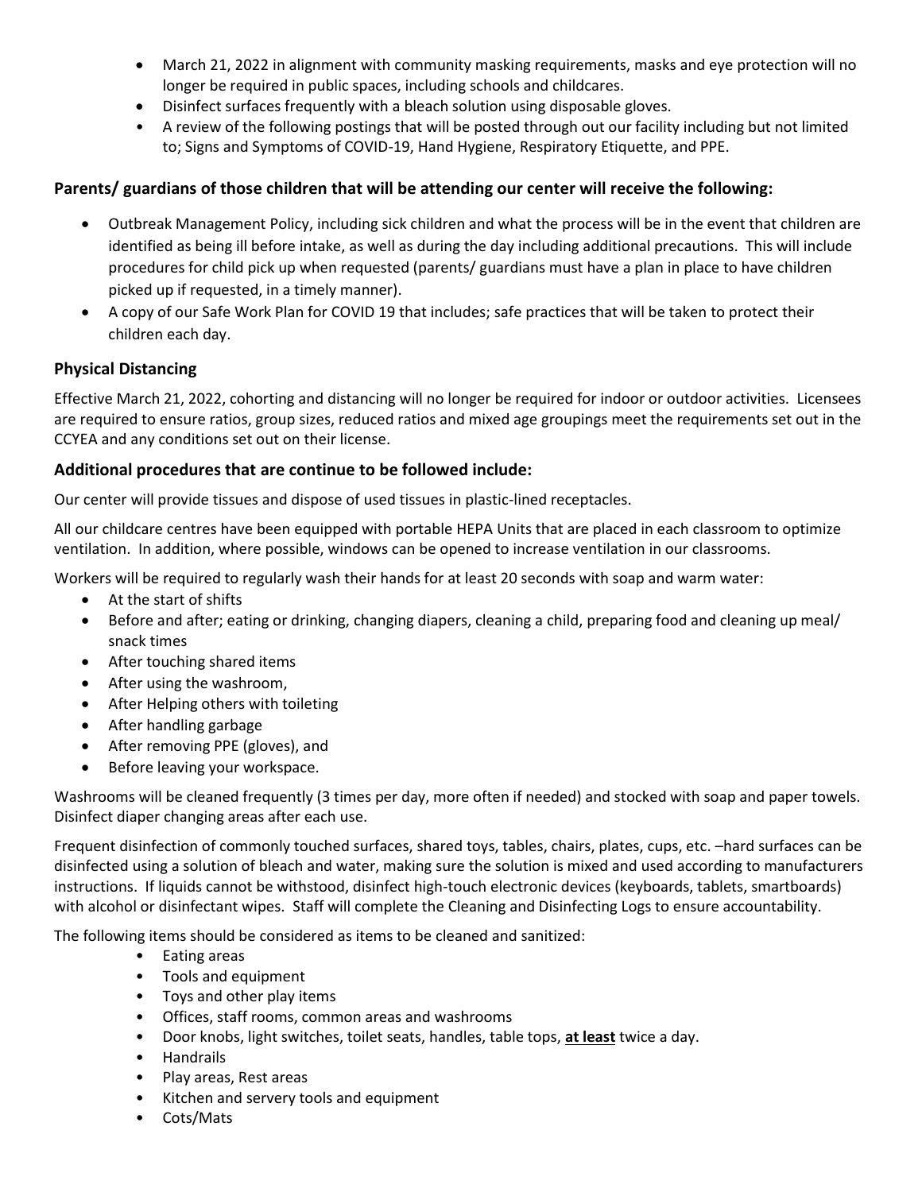- March 21, 2022 in alignment with community masking requirements, masks and eye protection will no longer be required in public spaces, including schools and childcares.
- Disinfect surfaces frequently with a bleach solution using disposable gloves.
- A review of the following postings that will be posted through out our facility including but not limited to; Signs and Symptoms of COVID-19, Hand Hygiene, Respiratory Etiquette, and PPE.

### Parents/ guardians of those children that will be attending our center will receive the following:

- Outbreak Management Policy, including sick children and what the process will be in the event that children are identified as being ill before intake, as well as during the day including additional precautions. This will include procedures for child pick up when requested (parents/ guardians must have a plan in place to have children picked up if requested, in a timely manner).
- A copy of our Safe Work Plan for COVID 19 that includes; safe practices that will be taken to protect their children each day.

### Physical Distancing

Effective March 21, 2022, cohorting and distancing will no longer be required for indoor or outdoor activities. Licensees are required to ensure ratios, group sizes, reduced ratios and mixed age groupings meet the requirements set out in the CCYEA and any conditions set out on their license.

### Additional procedures that are continue to be followed include:

Our center will provide tissues and dispose of used tissues in plastic-lined receptacles.

All our childcare centres have been equipped with portable HEPA Units that are placed in each classroom to optimize ventilation. In addition, where possible, windows can be opened to increase ventilation in our classrooms.

Workers will be required to regularly wash their hands for at least 20 seconds with soap and warm water:

- At the start of shifts
- Before and after; eating or drinking, changing diapers, cleaning a child, preparing food and cleaning up meal/ snack times
- After touching shared items
- After using the washroom,
- After Helping others with toileting
- After handling garbage
- After removing PPE (gloves), and
- Before leaving your workspace.

Washrooms will be cleaned frequently (3 times per day, more often if needed) and stocked with soap and paper towels. Disinfect diaper changing areas after each use.

Frequent disinfection of commonly touched surfaces, shared toys, tables, chairs, plates, cups, etc. –hard surfaces can be disinfected using a solution of bleach and water, making sure the solution is mixed and used according to manufacturers instructions. If liquids cannot be withstood, disinfect high-touch electronic devices (keyboards, tablets, smartboards) with alcohol or disinfectant wipes. Staff will complete the Cleaning and Disinfecting Logs to ensure accountability.

The following items should be considered as items to be cleaned and sanitized:

- Eating areas
- Tools and equipment
- Toys and other play items
- Offices, staff rooms, common areas and washrooms
- Door knobs, light switches, toilet seats, handles, table tops, **at least** twice a day.
- Handrails
- Play areas, Rest areas
- Kitchen and servery tools and equipment
- Cots/Mats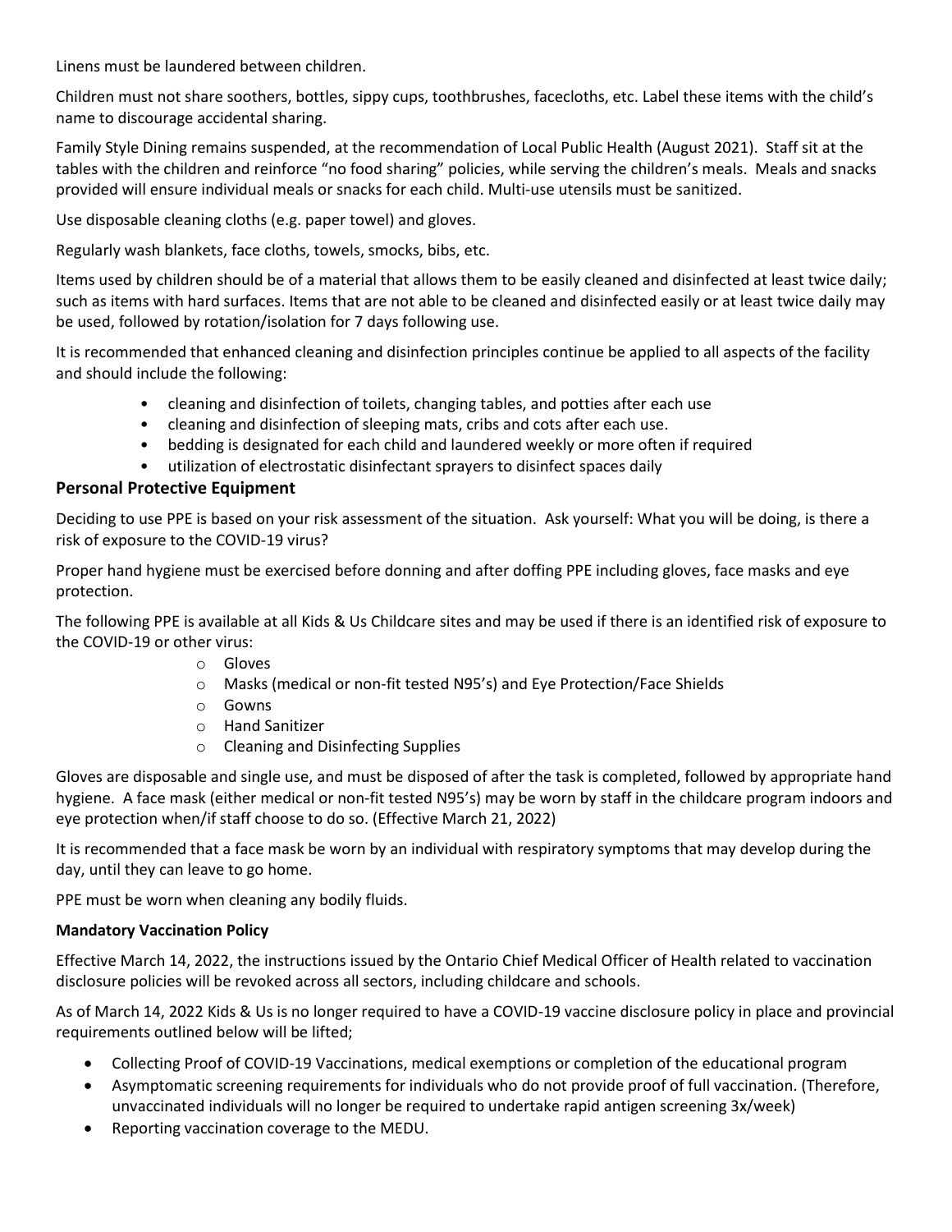Linens must be laundered between children.

Children must not share soothers, bottles, sippy cups, toothbrushes, facecloths, etc. Label these items with the child's name to discourage accidental sharing.

Family Style Dining remains suspended, at the recommendation of Local Public Health (August 2021). Staff sit at the tables with the children and reinforce "no food sharing" policies, while serving the children's meals. Meals and snacks provided will ensure individual meals or snacks for each child. Multi-use utensils must be sanitized.

Use disposable cleaning cloths (e.g. paper towel) and gloves.

Regularly wash blankets, face cloths, towels, smocks, bibs, etc.

Items used by children should be of a material that allows them to be easily cleaned and disinfected at least twice daily; such as items with hard surfaces. Items that are not able to be cleaned and disinfected easily or at least twice daily may be used, followed by rotation/isolation for 7 days following use.

It is recommended that enhanced cleaning and disinfection principles continue be applied to all aspects of the facility and should include the following:

- cleaning and disinfection of toilets, changing tables, and potties after each use
- cleaning and disinfection of sleeping mats, cribs and cots after each use.
- bedding is designated for each child and laundered weekly or more often if required
- utilization of electrostatic disinfectant sprayers to disinfect spaces daily

## Personal Protective Equipment

Deciding to use PPE is based on your risk assessment of the situation. Ask yourself: What you will be doing, is there a risk of exposure to the COVID-19 virus?

Proper hand hygiene must be exercised before donning and after doffing PPE including gloves, face masks and eye protection.

The following PPE is available at all Kids & Us Childcare sites and may be used if there is an identified risk of exposure to the COVID-19 or other virus:

- Gloves
- Masks (medical or non-fit tested N95's) and Eye Protection/Face Shields
- Gowns
- Hand Sanitizer
- Cleaning and Disinfecting Supplies

Gloves are disposable and single use, and must be disposed of after the task is completed, followed by appropriate hand hygiene. A face mask (either medical or non-fit tested N95's) may be worn by staff in the childcare program indoors and eye protection when/if staff choose to do so. (Effective March 21, 2022)

It is recommended that a face mask be worn by an individual with respiratory symptoms that may develop during the day, until they can leave to go home.

PPE must be worn when cleaning any bodily fluids.

**Mandatory Vaccination Policy**

Effective March 14, 2022, the instructions issued by the Ontario Chief Medical Officer of Health related to vaccination disclosure policies will be revoked across all sectors, including childcare and schools.

As of March 14, 2022 Kids & Us is no longer required to have a COVID-19 vaccine disclosure policy in place and provincial requirements outlined below will be lifted;

- Collecting Proof of COVID-19 Vaccinations, medical exemptions or completion of the educational program
- Asymptomatic screening requirements for individuals who do not provide proof of full vaccination. (Therefore, unvaccinated individuals will no longer be required to undertake rapid antigen screening 3x/week)
- Reporting vaccination coverage to the MEDU.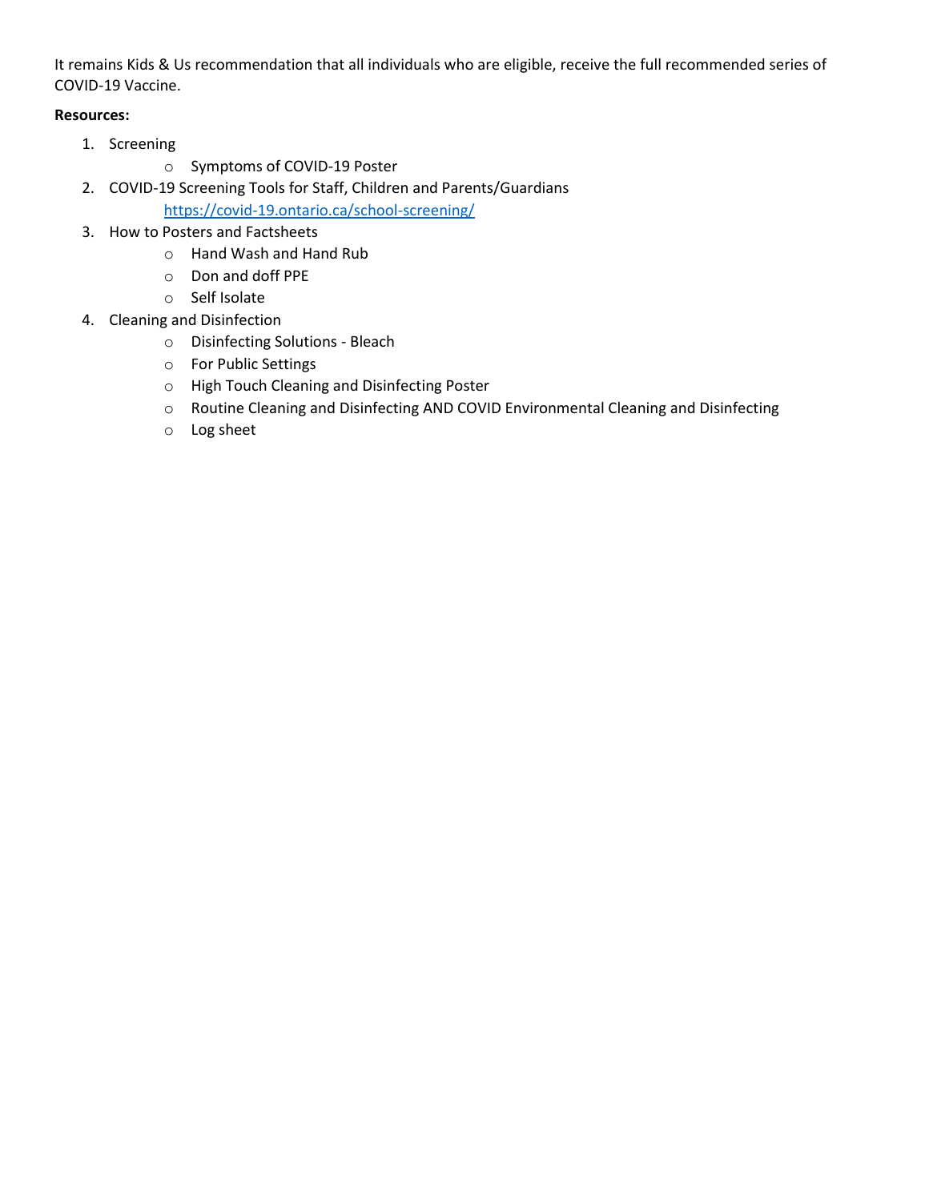It remains Kids & Us recommendation that all individuals who are eligible, receive the full recommended series of COVID-19 Vaccine.

**Resources:**

1. Screening
    - Symptoms of COVID-19 Poster
2. COVID-19 Screening Tools for Staff, Children and Parents/Guardians
    [https://covid-19.ontario.ca/school-screening/](https://covid-19.ontario.ca/school-screening/)
3. How to Posters and Factsheets
    - Hand Wash and Hand Rub
    - Don and doff PPE
    - Self Isolate
4. Cleaning and Disinfection
    - Disinfecting Solutions - Bleach
    - For Public Settings
    - High Touch Cleaning and Disinfecting Poster
    - Routine Cleaning and Disinfecting AND COVID Environmental Cleaning and Disinfecting
    - Log sheet